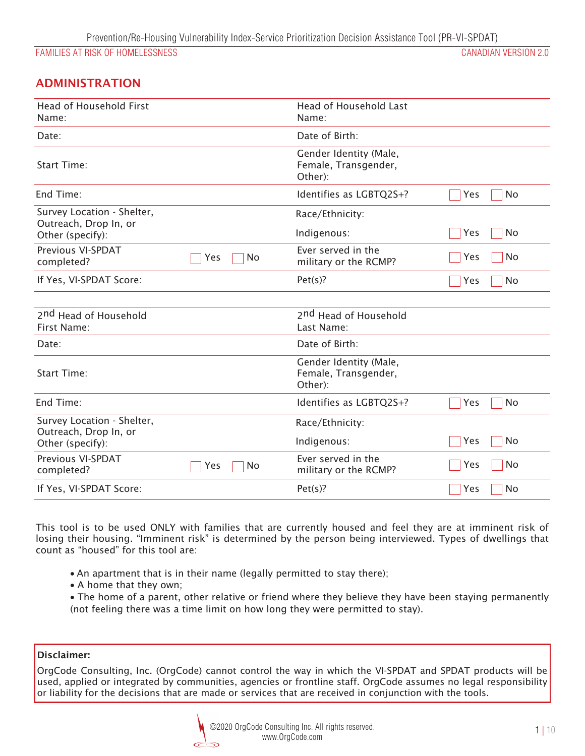Prevention/Re-Housing Vulnerability Index-Service Prioritization Decision Assistance Tool (PR-VI-SPDAT)

FAMILIES AT RISK OF HOMELESSNESS — CANADIAN VERSION 2.0

## ADMINISTRATION

| | | | |
|---|---|---|---|
| Head of Household First Name: | | Head of Household Last Name: | |
| Date: | | Date of Birth: | |
| Start Time: | | Gender Identity (Male, Female, Transgender, Other): | |
| End Time: | | Identifies as LGBTQ2S+? | ☐ Yes ☐ No |
| Survey Location - Shelter, Outreach, Drop In, or Other (specify): | | Race/Ethnicity: | |
| | | Indigenous: | ☐ Yes ☐ No |
| Previous VI-SPDAT completed? | ☐ Yes ☐ No | Ever served in the military or the RCMP? | ☐ Yes ☐ No |
| If Yes, VI-SPDAT Score: | | Pet(s)? | ☐ Yes ☐ No |

| | | | |
|---|---|---|---|
| 2nd Head of Household First Name: | | 2nd Head of Household Last Name: | |
| Date: | | Date of Birth: | |
| Start Time: | | Gender Identity (Male, Female, Transgender, Other): | |
| End Time: | | Identifies as LGBTQ2S+? | ☐ Yes ☐ No |
| Survey Location - Shelter, Outreach, Drop In, or Other (specify): | | Race/Ethnicity: | |
| | | Indigenous: | ☐ Yes ☐ No |
| Previous VI-SPDAT completed? | ☐ Yes ☐ No | Ever served in the military or the RCMP? | ☐ Yes ☐ No |
| If Yes, VI-SPDAT Score: | | Pet(s)? | ☐ Yes ☐ No |

This tool is to be used ONLY with families that are currently housed and feel they are at imminent risk of losing their housing. "Imminent risk" is determined by the person being interviewed. Types of dwellings that count as "housed" for this tool are:

- An apartment that is in their name (legally permitted to stay there);
- A home that they own;
- The home of a parent, other relative or friend where they believe they have been staying permanently (not feeling there was a time limit on how long they were permitted to stay).

**Disclaimer:**

OrgCode Consulting, Inc. (OrgCode) cannot control the way in which the VI-SPDAT and SPDAT products will be used, applied or integrated by communities, agencies or frontline staff. OrgCode assumes no legal responsibility or liability for the decisions that are made or services that are received in conjunction with the tools.

©2020 OrgCode Consulting Inc. All rights reserved.
www.OrgCode.com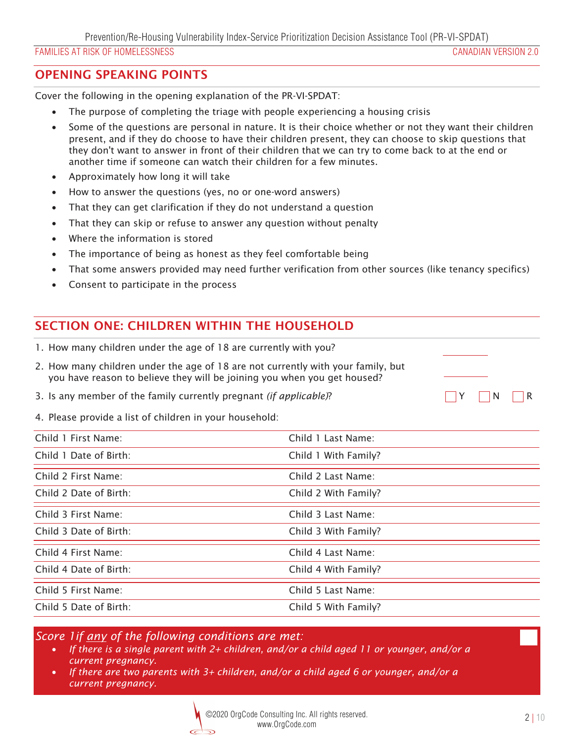## OPENING SPEAKING POINTS

Cover the following in the opening explanation of the PR-VI-SPDAT:

- The purpose of completing the triage with people experiencing a housing crisis
- Some of the questions are personal in nature. It is their choice whether or not they want their children present, and if they do choose to have their children present, they can choose to skip questions that they don't want to answer in front of their children that we can try to come back to at the end or another time if someone can watch their children for a few minutes.
- Approximately how long it will take
- How to answer the questions (yes, no or one-word answers)
- That they can get clarification if they do not understand a question
- That they can skip or refuse to answer any question without penalty
- Where the information is stored
- The importance of being as honest as they feel comfortable being
- That some answers provided may need further verification from other sources (like tenancy specifics)
- Consent to participate in the process

## SECTION ONE: CHILDREN WITHIN THE HOUSEHOLD

1. How many children under the age of 18 are currently with you? ________
2. How many children under the age of 18 are not currently with your family, but you have reason to believe they will be joining you when you get housed? ________
3. Is any member of the family currently pregnant *(if applicable)*? ☐ Y ☐ N ☐ R
4. Please provide a list of children in your household:

| | |
|---|---|
| Child 1 First Name: | Child 1 Last Name: |
| Child 1 Date of Birth: | Child 1 With Family? |
| Child 2 First Name: | Child 2 Last Name: |
| Child 2 Date of Birth: | Child 2 With Family? |
| Child 3 First Name: | Child 3 Last Name: |
| Child 3 Date of Birth: | Child 3 With Family? |
| Child 4 First Name: | Child 4 Last Name: |
| Child 4 Date of Birth: | Child 4 With Family? |
| Child 5 First Name: | Child 5 Last Name: |
| Child 5 Date of Birth: | Child 5 With Family? |

*Score 1 if any of the following conditions are met:*

- *If there is a single parent with 2+ children, and/or a child aged 11 or younger, and/or a current pregnancy.*
- *If there are two parents with 3+ children, and/or a child aged 6 or younger, and/or a current pregnancy.*

☐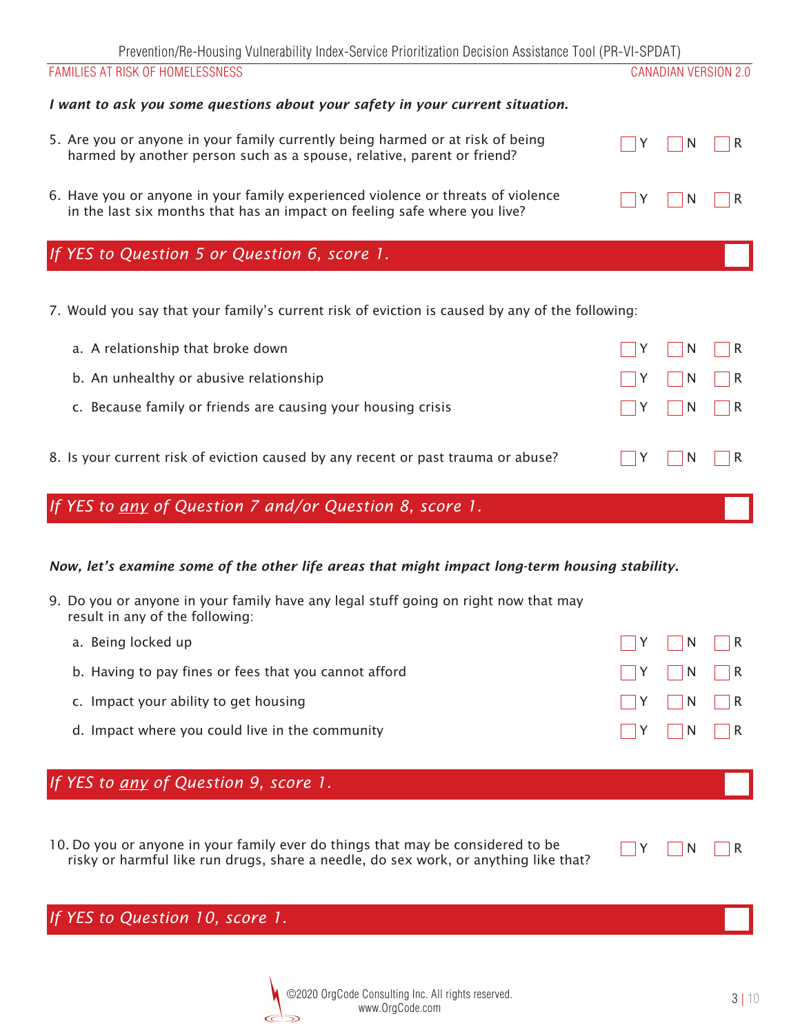*I want to ask you some questions about your safety in your current situation.*

5. Are you or anyone in your family currently being harmed or at risk of being harmed by another person such as a spouse, relative, parent or friend? ☐ Y ☐ N ☐ R

6. Have you or anyone in your family experienced violence or threats of violence in the last six months that has an impact on feeling safe where you live? ☐ Y ☐ N ☐ R

***If YES to Question 5 or Question 6, score 1.*** ☐

7. Would you say that your family's current risk of eviction is caused by any of the following:

   a. A relationship that broke down ☐ Y ☐ N ☐ R

   b. An unhealthy or abusive relationship ☐ Y ☐ N ☐ R

   c. Because family or friends are causing your housing crisis ☐ Y ☐ N ☐ R

8. Is your current risk of eviction caused by any recent or past trauma or abuse? ☐ Y ☐ N ☐ R

***If YES to any of Question 7 and/or Question 8, score 1.*** ☐

*Now, let's examine some of the other life areas that might impact long-term housing stability.*

9. Do you or anyone in your family have any legal stuff going on right now that may result in any of the following:

   a. Being locked up ☐ Y ☐ N ☐ R

   b. Having to pay fines or fees that you cannot afford ☐ Y ☐ N ☐ R

   c. Impact your ability to get housing ☐ Y ☐ N ☐ R

   d. Impact where you could live in the community ☐ Y ☐ N ☐ R

***If YES to any of Question 9, score 1.*** ☐

10. Do you or anyone in your family ever do things that may be considered to be risky or harmful like run drugs, share a needle, do sex work, or anything like that? ☐ Y ☐ N ☐ R

***If YES to Question 10, score 1.*** ☐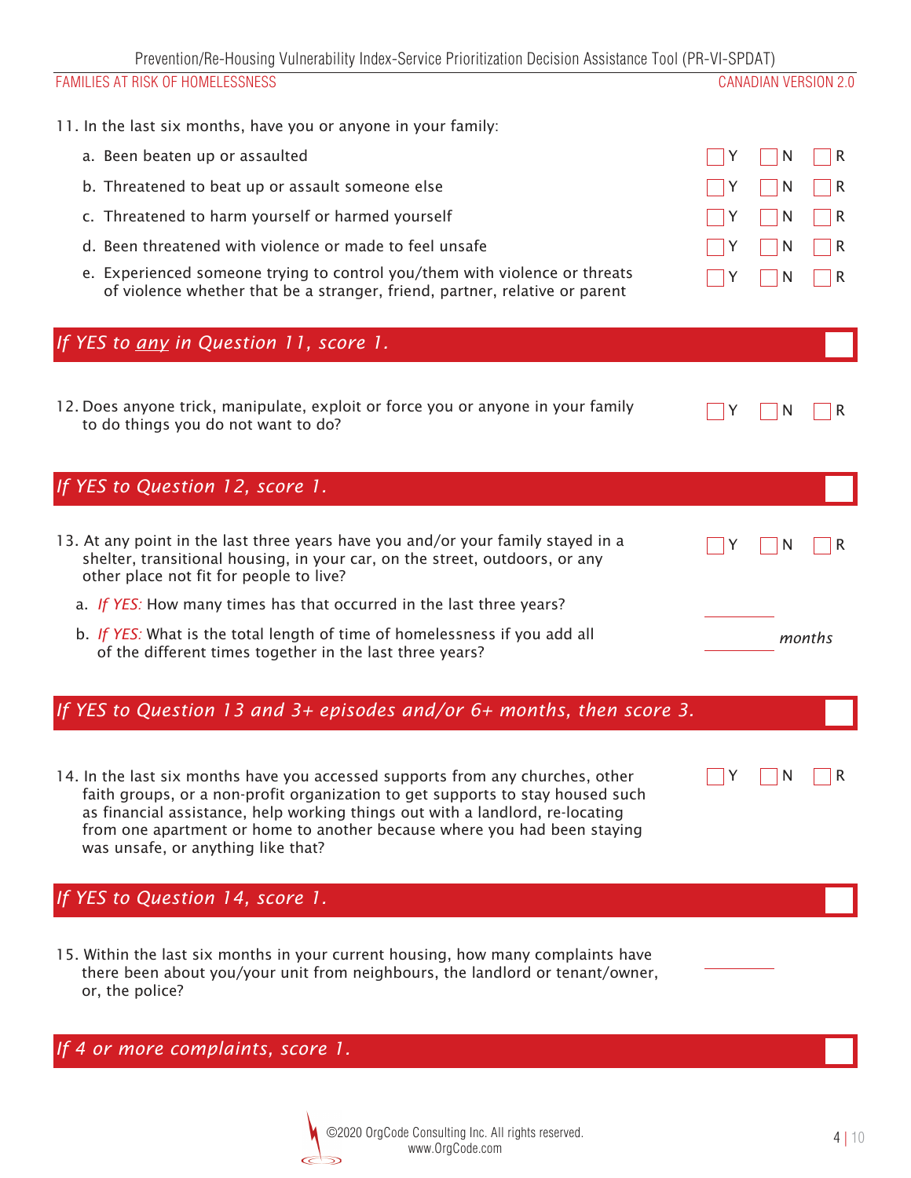11. In the last six months, have you or anyone in your family:

    a. Been beaten up or assaulted ☐ Y ☐ N ☐ R

    b. Threatened to beat up or assault someone else ☐ Y ☐ N ☐ R

    c. Threatened to harm yourself or harmed yourself ☐ Y ☐ N ☐ R

    d. Been threatened with violence or made to feel unsafe ☐ Y ☐ N ☐ R

    e. Experienced someone trying to control you/them with violence or threats of violence whether that be a stranger, friend, partner, relative or parent ☐ Y ☐ N ☐ R

***If YES to <u>any</u> in Question 11, score 1.*** ☐

12. Does anyone trick, manipulate, exploit or force you or anyone in your family to do things you do not want to do? ☐ Y ☐ N ☐ R

***If YES to Question 12, score 1.*** ☐

13. At any point in the last three years have you and/or your family stayed in a shelter, transitional housing, in your car, on the street, outdoors, or any other place not fit for people to live? ☐ Y ☐ N ☐ R

    a. *If YES:* How many times has that occurred in the last three years? ________

    b. *If YES:* What is the total length of time of homelessness if you add all of the different times together in the last three years? ________ *months*

***If YES to Question 13 and 3+ episodes and/or 6+ months, then score 3.*** ☐

14. In the last six months have you accessed supports from any churches, other faith groups, or a non-profit organization to get supports to stay housed such as financial assistance, help working things out with a landlord, re-locating from one apartment or home to another because where you had been staying was unsafe, or anything like that? ☐ Y ☐ N ☐ R

***If YES to Question 14, score 1.*** ☐

15. Within the last six months in your current housing, how many complaints have there been about you/your unit from neighbours, the landlord or tenant/owner, or, the police? ________

***If 4 or more complaints, score 1.*** ☐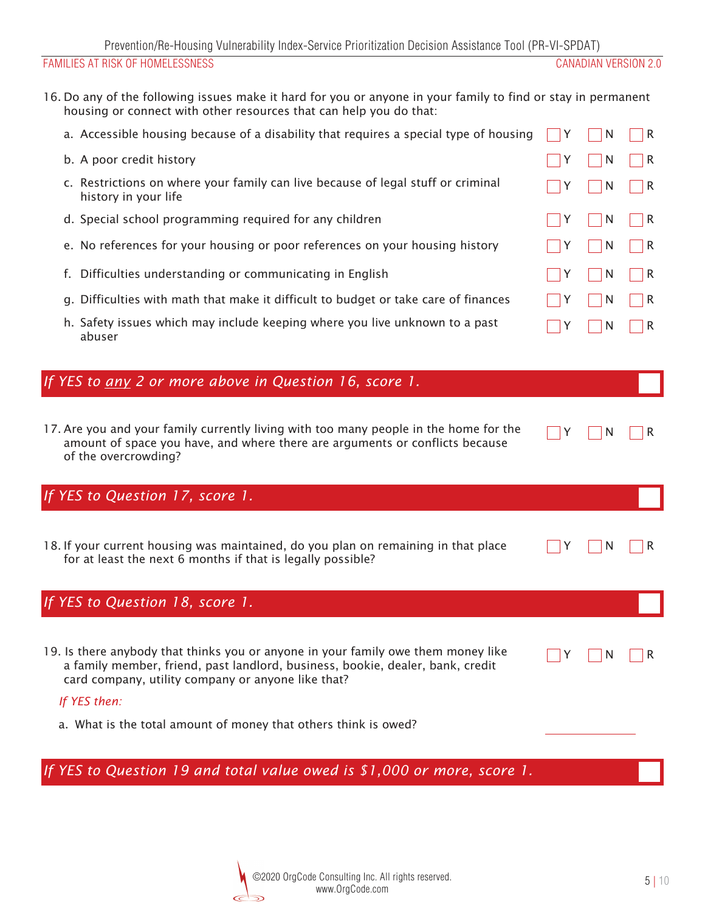16. Do any of the following issues make it hard for you or anyone in your family to find or stay in permanent housing or connect with other resources that can help you do that:

| | | | |
|---|---|---|---|
| a. Accessible housing because of a disability that requires a special type of housing | ☐ Y | ☐ N | ☐ R |
| b. A poor credit history | ☐ Y | ☐ N | ☐ R |
| c. Restrictions on where your family can live because of legal stuff or criminal history in your life | ☐ Y | ☐ N | ☐ R |
| d. Special school programming required for any children | ☐ Y | ☐ N | ☐ R |
| e. No references for your housing or poor references on your housing history | ☐ Y | ☐ N | ☐ R |
| f. Difficulties understanding or communicating in English | ☐ Y | ☐ N | ☐ R |
| g. Difficulties with math that make it difficult to budget or take care of finances | ☐ Y | ☐ N | ☐ R |
| h. Safety issues which may include keeping where you live unknown to a past abuser | ☐ Y | ☐ N | ☐ R |

***If YES to any 2 or more above in Question 16, score 1.*** ☐

17. Are you and your family currently living with too many people in the home for the amount of space you have, and where there are arguments or conflicts because of the overcrowding? ☐ Y ☐ N ☐ R

***If YES to Question 17, score 1.*** ☐

18. If your current housing was maintained, do you plan on remaining in that place for at least the next 6 months if that is legally possible? ☐ Y ☐ N ☐ R

***If YES to Question 18, score 1.*** ☐

19. Is there anybody that thinks you or anyone in your family owe them money like a family member, friend, past landlord, business, bookie, dealer, bank, credit card company, utility company or anyone like that? ☐ Y ☐ N ☐ R

*If YES then:*

a. What is the total amount of money that others think is owed? ______________

***If YES to Question 19 and total value owed is $1,000 or more, score 1.*** ☐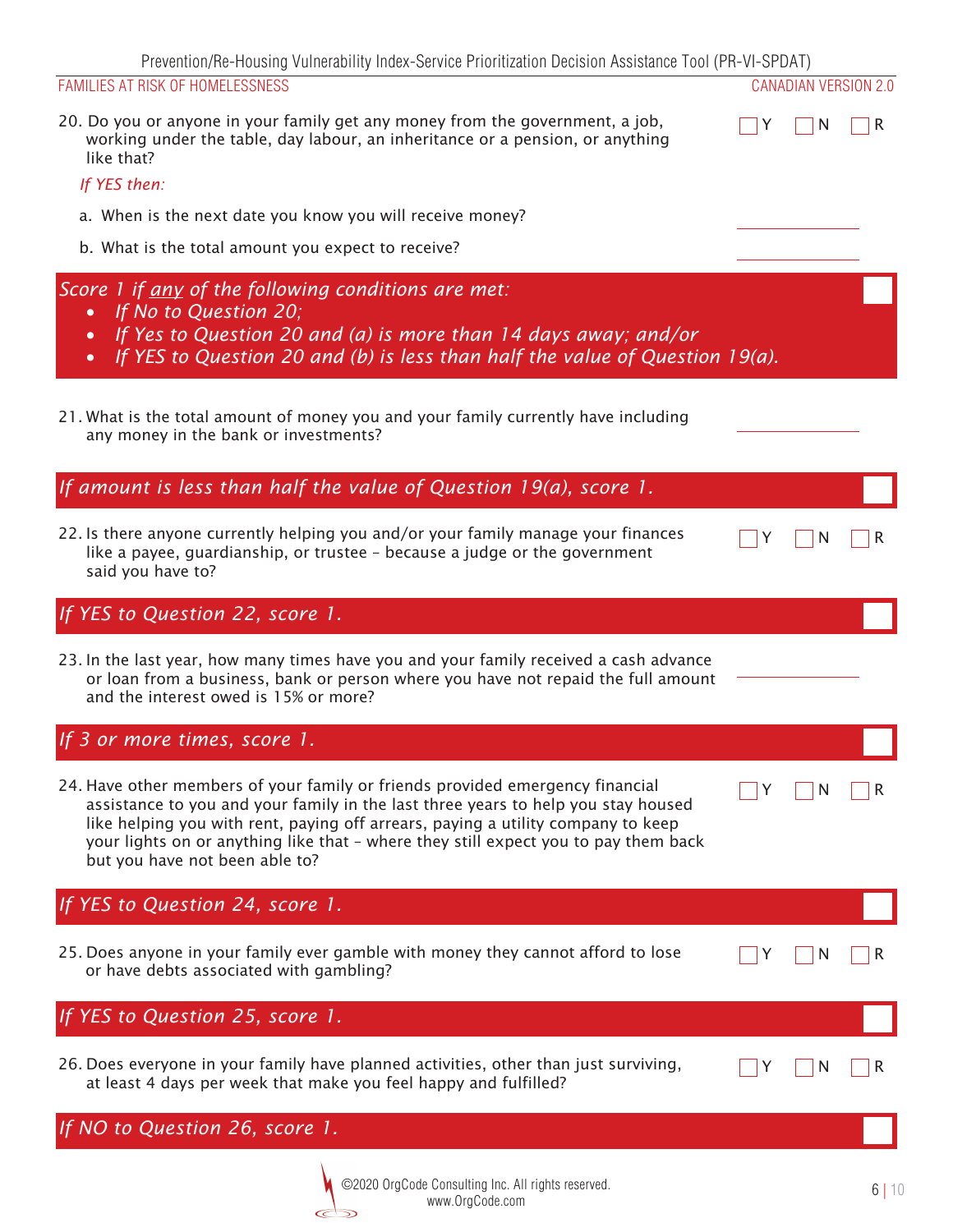20. Do you or anyone in your family get any money from the government, a job, working under the table, day labour, an inheritance or a pension, or anything like that? ☐ Y ☐ N ☐ R

*If YES then:*

a. When is the next date you know you will receive money? ________

b. What is the total amount you expect to receive? ________

***Score 1 if any of the following conditions are met:***

- *If No to Question 20;*
- *If Yes to Question 20 and (a) is more than 14 days away; and/or*
- *If YES to Question 20 and (b) is less than half the value of Question 19(a).*

☐

21. What is the total amount of money you and your family currently have including any money in the bank or investments? ________

*If amount is less than half the value of Question 19(a), score 1.* ☐

22. Is there anyone currently helping you and/or your family manage your finances like a payee, guardianship, or trustee – because a judge or the government said you have to? ☐ Y ☐ N ☐ R

*If YES to Question 22, score 1.* ☐

23. In the last year, how many times have you and your family received a cash advance or loan from a business, bank or person where you have not repaid the full amount and the interest owed is 15% or more? ________

*If 3 or more times, score 1.* ☐

24. Have other members of your family or friends provided emergency financial assistance to you and your family in the last three years to help you stay housed like helping you with rent, paying off arrears, paying a utility company to keep your lights on or anything like that – where they still expect you to pay them back but you have not been able to? ☐ Y ☐ N ☐ R

*If YES to Question 24, score 1.* ☐

25. Does anyone in your family ever gamble with money they cannot afford to lose or have debts associated with gambling? ☐ Y ☐ N ☐ R

*If YES to Question 25, score 1.* ☐

26. Does everyone in your family have planned activities, other than just surviving, at least 4 days per week that make you feel happy and fulfilled? ☐ Y ☐ N ☐ R

*If NO to Question 26, score 1.* ☐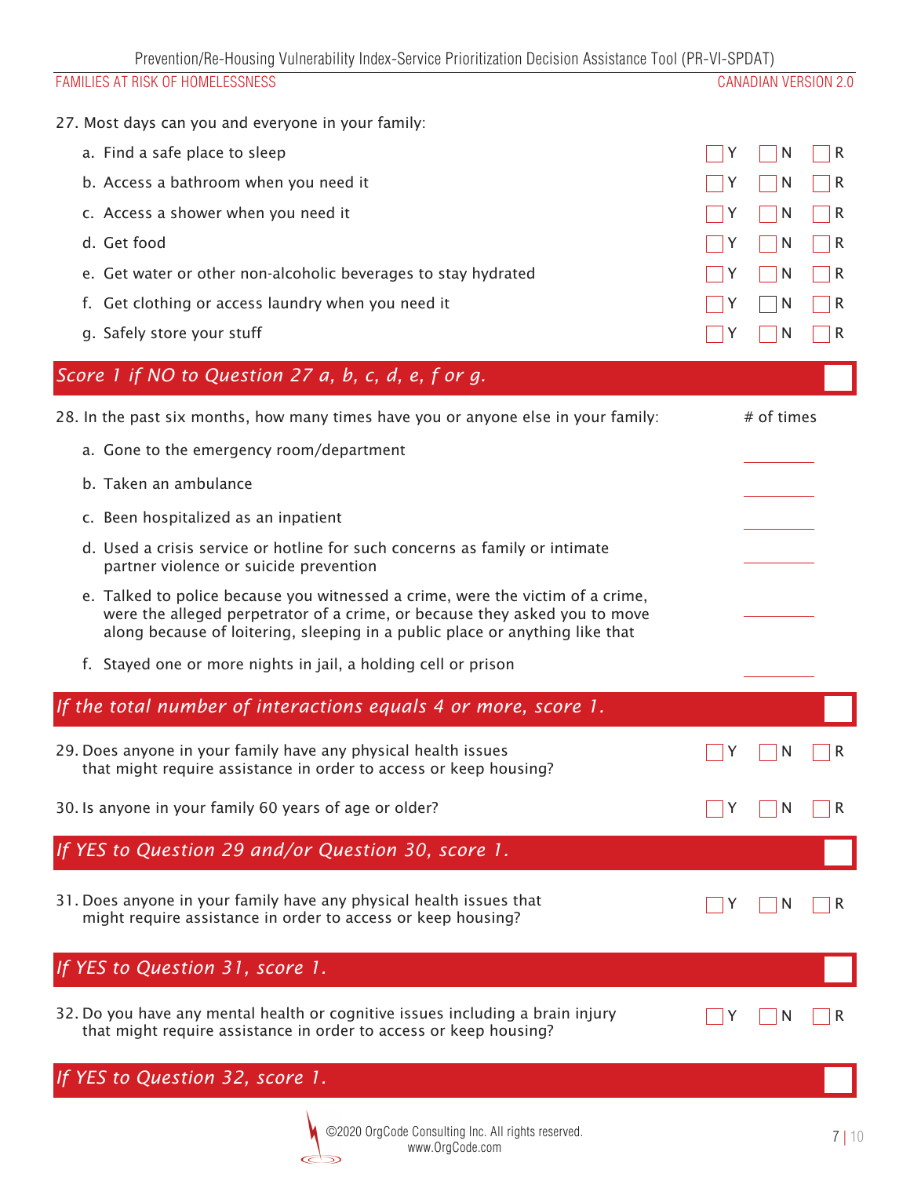27. Most days can you and everyone in your family:

| | Y | N | R |
|---|---|---|---|
| a. Find a safe place to sleep | ☐ Y | ☐ N | ☐ R |
| b. Access a bathroom when you need it | ☐ Y | ☐ N | ☐ R |
| c. Access a shower when you need it | ☐ Y | ☐ N | ☐ R |
| d. Get food | ☐ Y | ☐ N | ☐ R |
| e. Get water or other non-alcoholic beverages to stay hydrated | ☐ Y | ☐ N | ☐ R |
| f. Get clothing or access laundry when you need it | ☐ Y | ☐ N | ☐ R |
| g. Safely store your stuff | ☐ Y | ☐ N | ☐ R |

*Score 1 if NO to Question 27 a, b, c, d, e, f or g.* ☐

28. In the past six months, how many times have you or anyone else in your family:

| | # of times |
|---|---|
| a. Gone to the emergency room/department | ________ |
| b. Taken an ambulance | ________ |
| c. Been hospitalized as an inpatient | ________ |
| d. Used a crisis service or hotline for such concerns as family or intimate partner violence or suicide prevention | ________ |
| e. Talked to police because you witnessed a crime, were the victim of a crime, were the alleged perpetrator of a crime, or because they asked you to move along because of loitering, sleeping in a public place or anything like that | ________ |
| f. Stayed one or more nights in jail, a holding cell or prison | ________ |

*If the total number of interactions equals 4 or more, score 1.* ☐

29. Does anyone in your family have any physical health issues that might require assistance in order to access or keep housing? ☐ Y ☐ N ☐ R

30. Is anyone in your family 60 years of age or older? ☐ Y ☐ N ☐ R

*If YES to Question 29 and/or Question 30, score 1.* ☐

31. Does anyone in your family have any physical health issues that might require assistance in order to access or keep housing? ☐ Y ☐ N ☐ R

*If YES to Question 31, score 1.* ☐

32. Do you have any mental health or cognitive issues including a brain injury that might require assistance in order to access or keep housing? ☐ Y ☐ N ☐ R

*If YES to Question 32, score 1.* ☐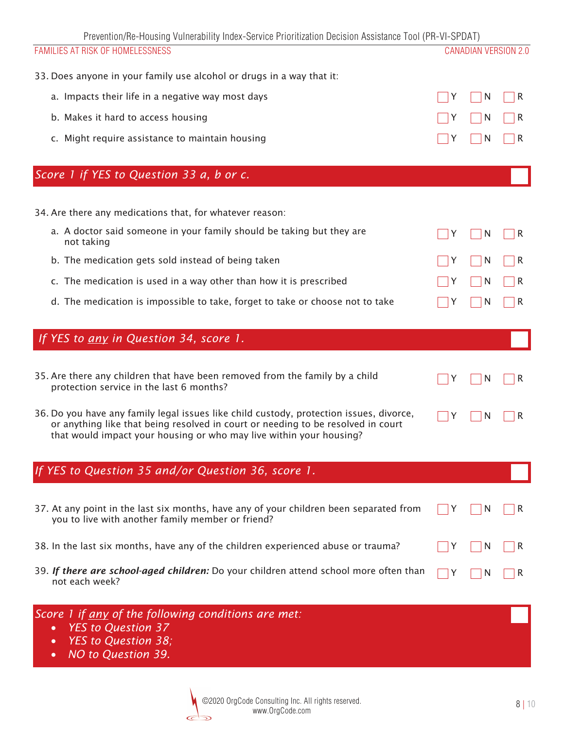33. Does anyone in your family use alcohol or drugs in a way that it:

| | | | |
|---|---|---|---|
| a. Impacts their life in a negative way most days | ☐ Y | ☐ N | ☐ R |
| b. Makes it hard to access housing | ☐ Y | ☐ N | ☐ R |
| c. Might require assistance to maintain housing | ☐ Y | ☐ N | ☐ R |

***Score 1 if YES to Question 33 a, b or c.*** ☐

34. Are there any medications that, for whatever reason:

| | | | |
|---|---|---|---|
| a. A doctor said someone in your family should be taking but they are not taking | ☐ Y | ☐ N | ☐ R |
| b. The medication gets sold instead of being taken | ☐ Y | ☐ N | ☐ R |
| c. The medication is used in a way other than how it is prescribed | ☐ Y | ☐ N | ☐ R |
| d. The medication is impossible to take, forget to take or choose not to take | ☐ Y | ☐ N | ☐ R |

***If YES to any in Question 34, score 1.*** ☐

| | | | |
|---|---|---|---|
| 35. Are there any children that have been removed from the family by a child protection service in the last 6 months? | ☐ Y | ☐ N | ☐ R |
| 36. Do you have any family legal issues like child custody, protection issues, divorce, or anything like that being resolved in court or needing to be resolved in court that would impact your housing or who may live within your housing? | ☐ Y | ☐ N | ☐ R |

***If YES to Question 35 and/or Question 36, score 1.*** ☐

| | | | |
|---|---|---|---|
| 37. At any point in the last six months, have any of your children been separated from you to live with another family member or friend? | ☐ Y | ☐ N | ☐ R |
| 38. In the last six months, have any of the children experienced abuse or trauma? | ☐ Y | ☐ N | ☐ R |
| 39. ***If there are school-aged children:*** Do your children attend school more often than not each week? | ☐ Y | ☐ N | ☐ R |

***Score 1 if any of the following conditions are met:*** ☐

- *YES to Question 37*
- *YES to Question 38;*
- *NO to Question 39.*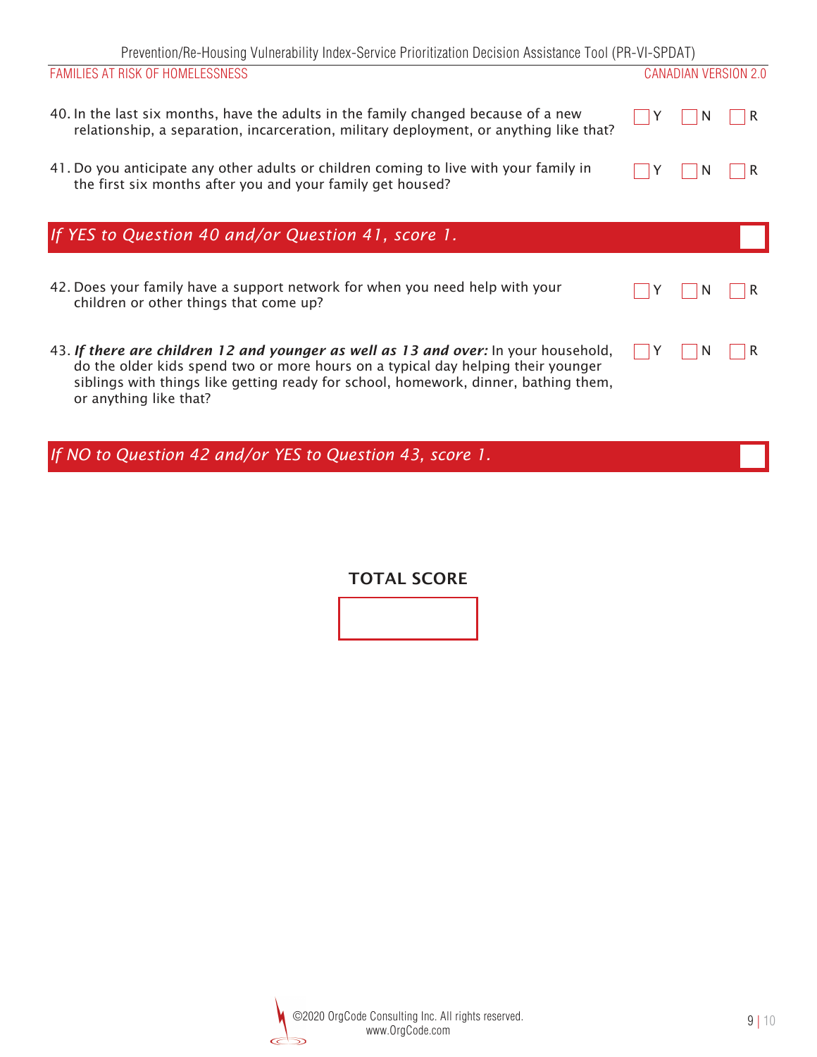40. In the last six months, have the adults in the family changed because of a new relationship, a separation, incarceration, military deployment, or anything like that? ☐ Y ☐ N ☐ R

41. Do you anticipate any other adults or children coming to live with your family in the first six months after you and your family get housed? ☐ Y ☐ N ☐ R

*If YES to Question 40 and/or Question 41, score 1.* ☐

42. Does your family have a support network for when you need help with your children or other things that come up? ☐ Y ☐ N ☐ R

43. ***If there are children 12 and younger as well as 13 and over:*** In your household, do the older kids spend two or more hours on a typical day helping their younger siblings with things like getting ready for school, homework, dinner, bathing them, or anything like that? ☐ Y ☐ N ☐ R

*If NO to Question 42 and/or YES to Question 43, score 1.* ☐

**TOTAL SCORE**

☐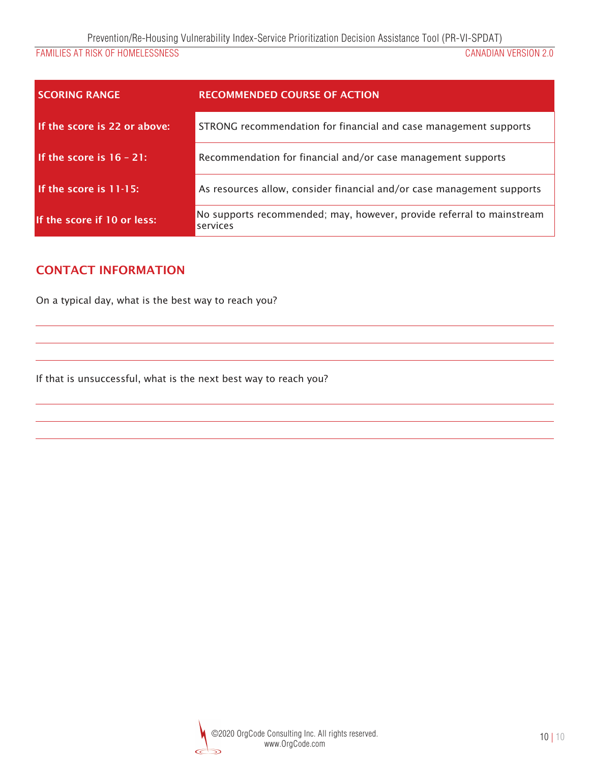| SCORING RANGE | RECOMMENDED COURSE OF ACTION |
|---|---|
| If the score is 22 or above: | STRONG recommendation for financial and case management supports |
| If the score is 16 – 21: | Recommendation for financial and/or case management supports |
| If the score is 11-15: | As resources allow, consider financial and/or case management supports |
| If the score if 10 or less: | No supports recommended; may, however, provide referral to mainstream services |

## CONTACT INFORMATION

On a typical day, what is the best way to reach you?

If that is unsuccessful, what is the next best way to reach you?